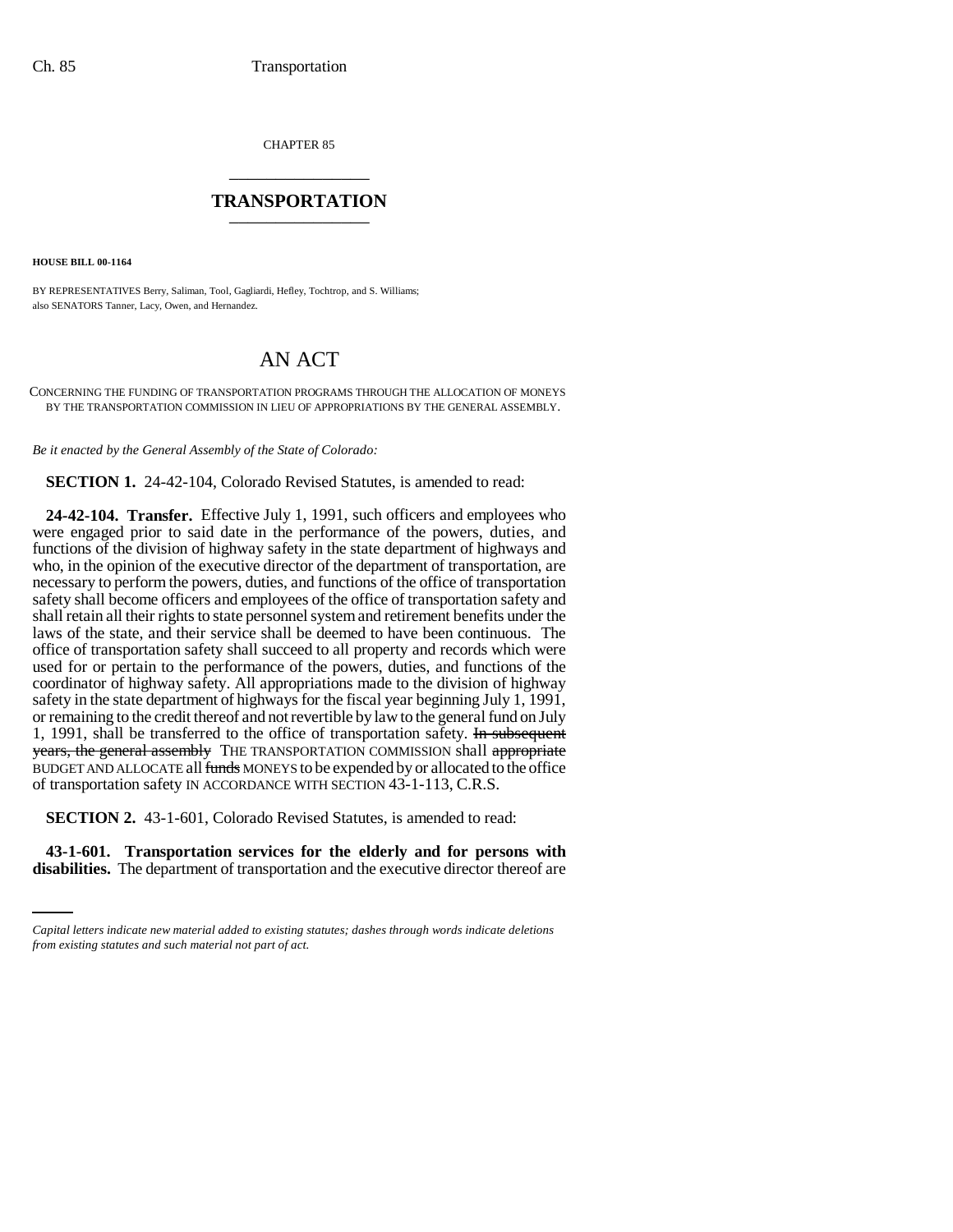CHAPTER 85

# TRANSPORTATION

**HOUSE BILL 00-1164**

BY REPRESENTATIVES Berry, Saliman, Tool, Gagliardi, Hefley, Tochtrop, and S. Williams;
also SENATORS Tanner, Lacy, Owen, and Hernandez.

# AN ACT

CONCERNING THE FUNDING OF TRANSPORTATION PROGRAMS THROUGH THE ALLOCATION OF MONEYS BY THE TRANSPORTATION COMMISSION IN LIEU OF APPROPRIATIONS BY THE GENERAL ASSEMBLY.

*Be it enacted by the General Assembly of the State of Colorado:*

**SECTION 1.** 24-42-104, Colorado Revised Statutes, is amended to read:

**24-42-104. Transfer.** Effective July 1, 1991, such officers and employees who were engaged prior to said date in the performance of the powers, duties, and functions of the division of highway safety in the state department of highways and who, in the opinion of the executive director of the department of transportation, are necessary to perform the powers, duties, and functions of the office of transportation safety shall become officers and employees of the office of transportation safety and shall retain all their rights to state personnel system and retirement benefits under the laws of the state, and their service shall be deemed to have been continuous. The office of transportation safety shall succeed to all property and records which were used for or pertain to the performance of the powers, duties, and functions of the coordinator of highway safety. All appropriations made to the division of highway safety in the state department of highways for the fiscal year beginning July 1, 1991, or remaining to the credit thereof and not revertible by law to the general fund on July 1, 1991, shall be transferred to the office of transportation safety. ~~In subsequent years, the general assembly~~ THE TRANSPORTATION COMMISSION shall ~~appropriate~~ BUDGET AND ALLOCATE all ~~funds~~ MONEYS to be expended by or allocated to the office of transportation safety IN ACCORDANCE WITH SECTION 43-1-113, C.R.S.

**SECTION 2.** 43-1-601, Colorado Revised Statutes, is amended to read:

**43-1-601. Transportation services for the elderly and for persons with disabilities.** The department of transportation and the executive director thereof are

*Capital letters indicate new material added to existing statutes; dashes through words indicate deletions from existing statutes and such material not part of act.*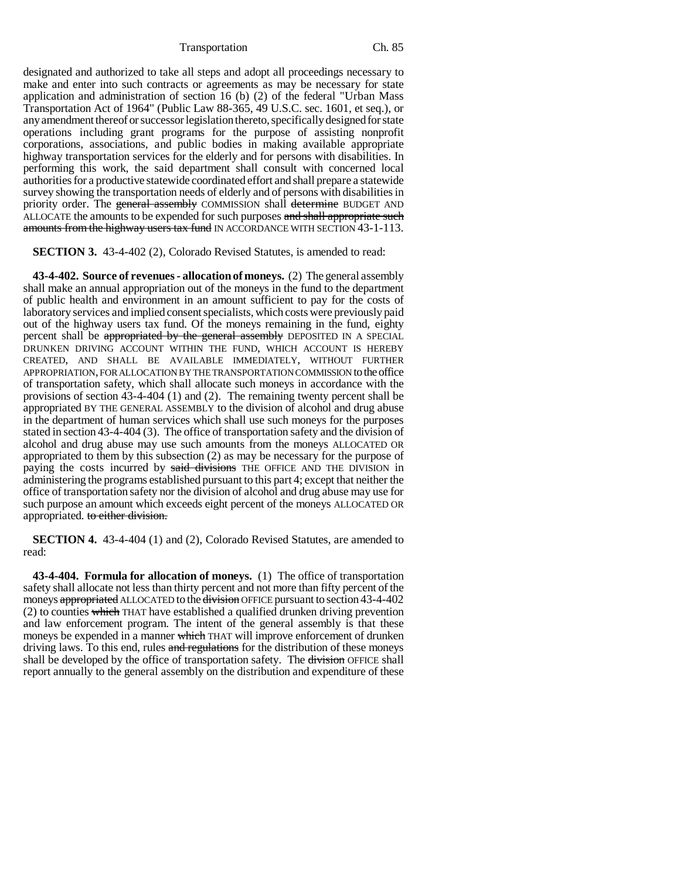designated and authorized to take all steps and adopt all proceedings necessary to make and enter into such contracts or agreements as may be necessary for state application and administration of section 16 (b) (2) of the federal "Urban Mass Transportation Act of 1964" (Public Law 88-365, 49 U.S.C. sec. 1601, et seq.), or any amendment thereof or successor legislation thereto, specifically designed for state operations including grant programs for the purpose of assisting nonprofit corporations, associations, and public bodies in making available appropriate highway transportation services for the elderly and for persons with disabilities. In performing this work, the said department shall consult with concerned local authorities for a productive statewide coordinated effort and shall prepare a statewide survey showing the transportation needs of elderly and of persons with disabilities in priority order. The ~~general assembly~~ COMMISSION shall ~~determine~~ BUDGET AND ALLOCATE the amounts to be expended for such purposes ~~and shall appropriate such amounts from the highway users tax fund~~ IN ACCORDANCE WITH SECTION 43-1-113.

**SECTION 3.** 43-4-402 (2), Colorado Revised Statutes, is amended to read:

**43-4-402. Source of revenues - allocation of moneys.** (2) The general assembly shall make an annual appropriation out of the moneys in the fund to the department of public health and environment in an amount sufficient to pay for the costs of laboratory services and implied consent specialists, which costs were previously paid out of the highway users tax fund. Of the moneys remaining in the fund, eighty percent shall be ~~appropriated by the general assembly~~ DEPOSITED IN A SPECIAL DRUNKEN DRIVING ACCOUNT WITHIN THE FUND, WHICH ACCOUNT IS HEREBY CREATED, AND SHALL BE AVAILABLE IMMEDIATELY, WITHOUT FURTHER APPROPRIATION, FOR ALLOCATION BY THE TRANSPORTATION COMMISSION to the office of transportation safety, which shall allocate such moneys in accordance with the provisions of section 43-4-404 (1) and (2). The remaining twenty percent shall be appropriated BY THE GENERAL ASSEMBLY to the division of alcohol and drug abuse in the department of human services which shall use such moneys for the purposes stated in section 43-4-404 (3). The office of transportation safety and the division of alcohol and drug abuse may use such amounts from the moneys ALLOCATED OR appropriated to them by this subsection (2) as may be necessary for the purpose of paying the costs incurred by ~~said divisions~~ THE OFFICE AND THE DIVISION in administering the programs established pursuant to this part 4; except that neither the office of transportation safety nor the division of alcohol and drug abuse may use for such purpose an amount which exceeds eight percent of the moneys ALLOCATED OR appropriated. ~~to either division.~~

**SECTION 4.** 43-4-404 (1) and (2), Colorado Revised Statutes, are amended to read:

**43-4-404. Formula for allocation of moneys.** (1) The office of transportation safety shall allocate not less than thirty percent and not more than fifty percent of the moneys ~~appropriated~~ ALLOCATED to the ~~division~~ OFFICE pursuant to section 43-4-402 (2) to counties ~~which~~ THAT have established a qualified drunken driving prevention and law enforcement program. The intent of the general assembly is that these moneys be expended in a manner ~~which~~ THAT will improve enforcement of drunken driving laws. To this end, rules ~~and regulations~~ for the distribution of these moneys shall be developed by the office of transportation safety. The ~~division~~ OFFICE shall report annually to the general assembly on the distribution and expenditure of these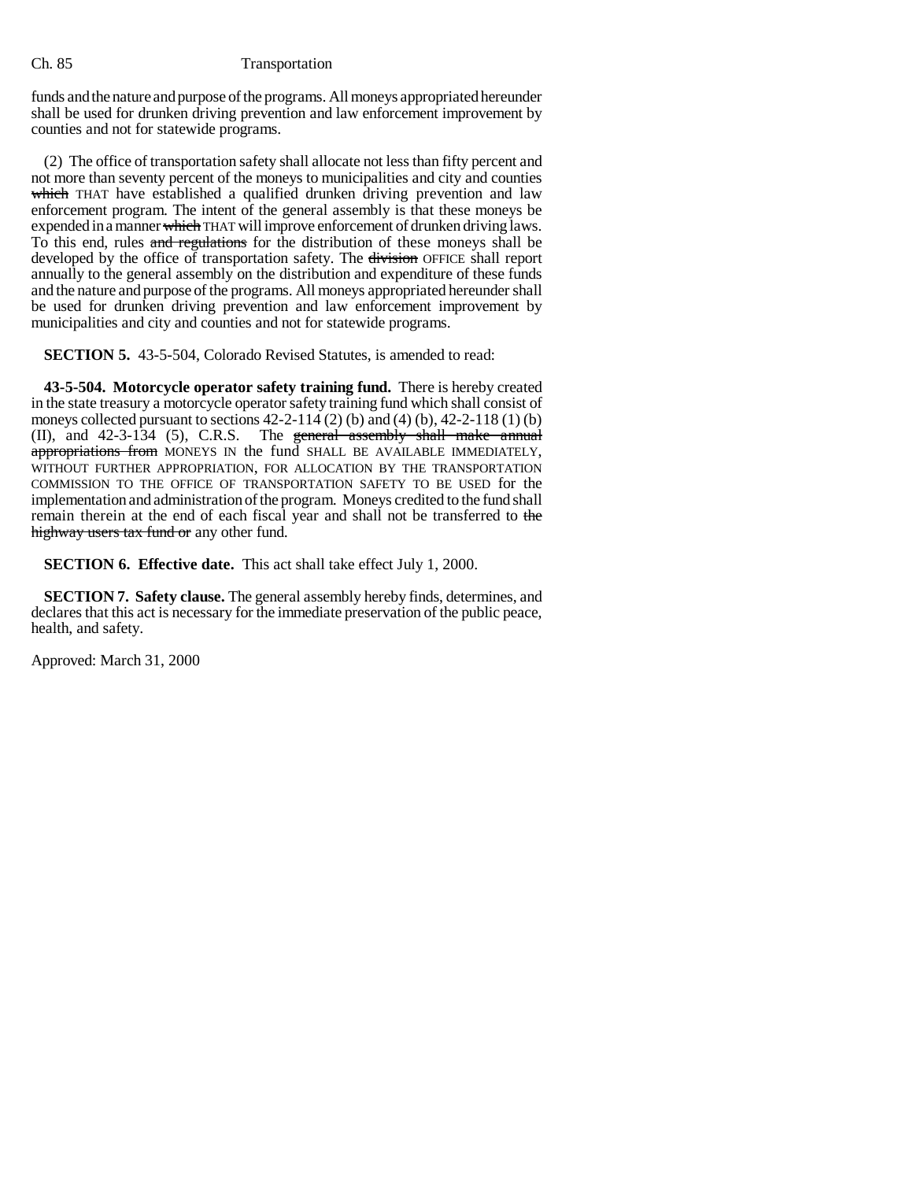funds and the nature and purpose of the programs. All moneys appropriated hereunder shall be used for drunken driving prevention and law enforcement improvement by counties and not for statewide programs.

(2) The office of transportation safety shall allocate not less than fifty percent and not more than seventy percent of the moneys to municipalities and city and counties ~~which~~ THAT have established a qualified drunken driving prevention and law enforcement program. The intent of the general assembly is that these moneys be expended in a manner ~~which~~ THAT will improve enforcement of drunken driving laws. To this end, rules ~~and regulations~~ for the distribution of these moneys shall be developed by the office of transportation safety. The ~~division~~ OFFICE shall report annually to the general assembly on the distribution and expenditure of these funds and the nature and purpose of the programs. All moneys appropriated hereunder shall be used for drunken driving prevention and law enforcement improvement by municipalities and city and counties and not for statewide programs.

**SECTION 5.** 43-5-504, Colorado Revised Statutes, is amended to read:

**43-5-504. Motorcycle operator safety training fund.** There is hereby created in the state treasury a motorcycle operator safety training fund which shall consist of moneys collected pursuant to sections 42-2-114 (2) (b) and (4) (b), 42-2-118 (1) (b) (II), and 42-3-134 (5), C.R.S. The ~~general assembly shall make annual appropriations from~~ MONEYS IN the fund SHALL BE AVAILABLE IMMEDIATELY, WITHOUT FURTHER APPROPRIATION, FOR ALLOCATION BY THE TRANSPORTATION COMMISSION TO THE OFFICE OF TRANSPORTATION SAFETY TO BE USED for the implementation and administration of the program. Moneys credited to the fund shall remain therein at the end of each fiscal year and shall not be transferred to ~~the highway users tax fund or~~ any other fund.

**SECTION 6. Effective date.** This act shall take effect July 1, 2000.

**SECTION 7. Safety clause.** The general assembly hereby finds, determines, and declares that this act is necessary for the immediate preservation of the public peace, health, and safety.

Approved: March 31, 2000